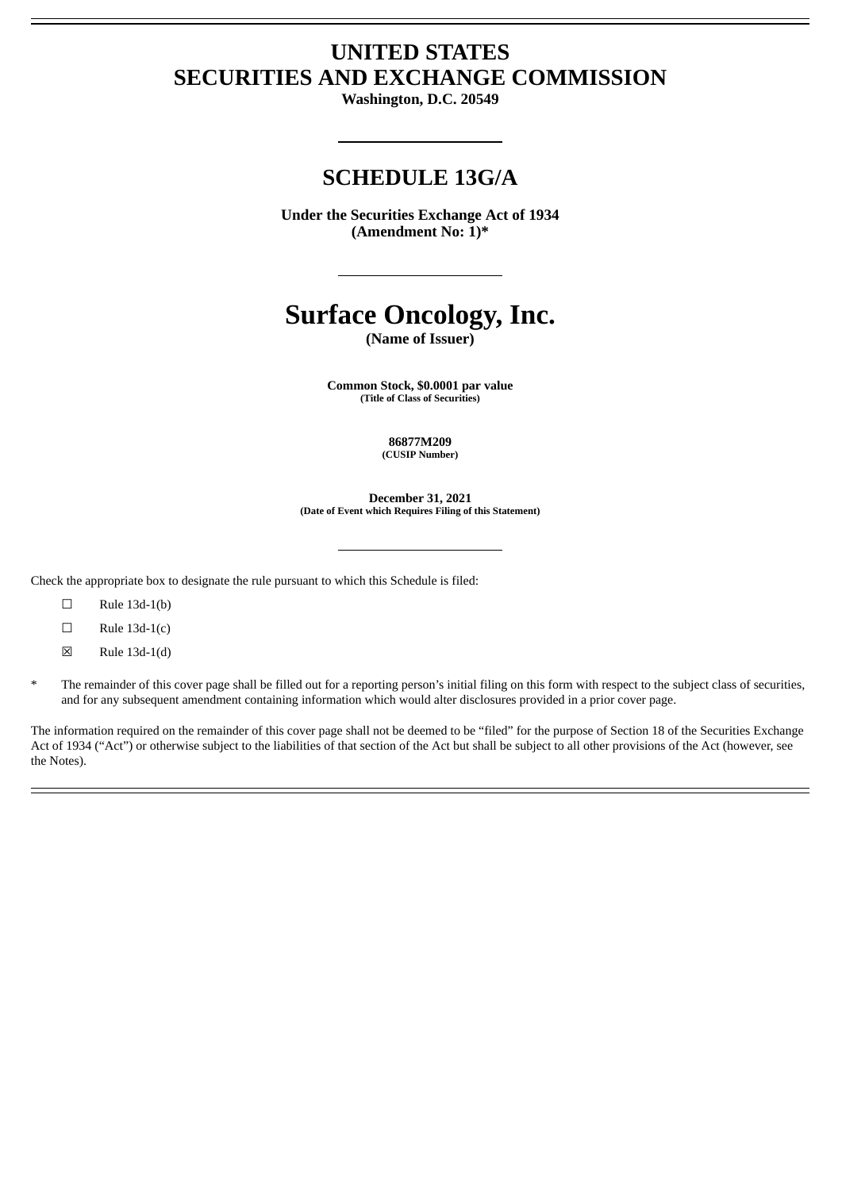# UNITED STATES
# SECURITIES AND EXCHANGE COMMISSION

**Washington, D.C. 20549**

---

## SCHEDULE 13G/A

**Under the Securities Exchange Act of 1934**
**(Amendment No: 1)***

---

# Surface Oncology, Inc.

**(Name of Issuer)**

**Common Stock, $0.0001 par value**
**(Title of Class of Securities)**

**86877M209**
**(CUSIP Number)**

**December 31, 2021**
**(Date of Event which Requires Filing of this Statement)**

---

Check the appropriate box to designate the rule pursuant to which this Schedule is filed:

☐ Rule 13d-1(b)

☐ Rule 13d-1(c)

☒ Rule 13d-1(d)

\* The remainder of this cover page shall be filled out for a reporting person's initial filing on this form with respect to the subject class of securities, and for any subsequent amendment containing information which would alter disclosures provided in a prior cover page.

The information required on the remainder of this cover page shall not be deemed to be "filed" for the purpose of Section 18 of the Securities Exchange Act of 1934 ("Act") or otherwise subject to the liabilities of that section of the Act but shall be subject to all other provisions of the Act (however, see the Notes).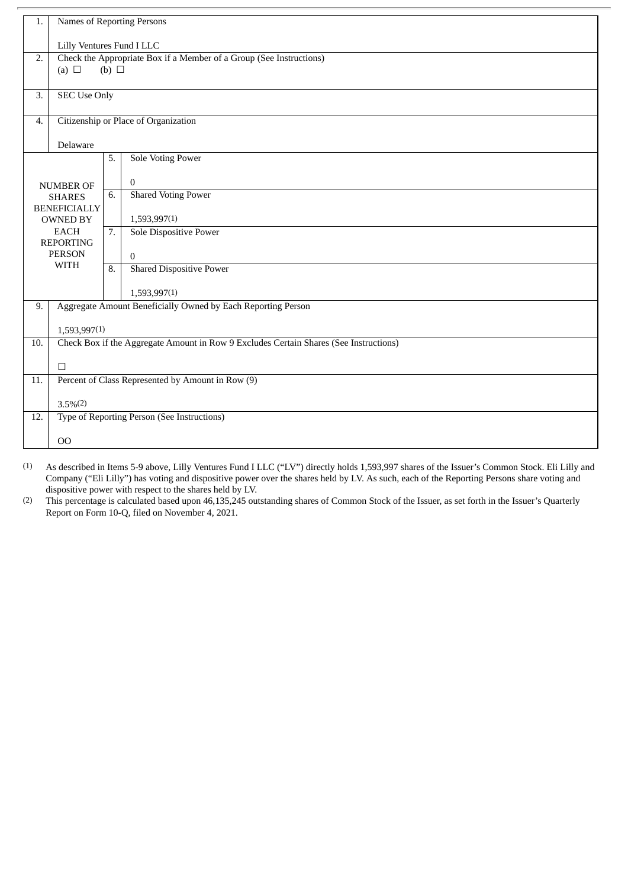| | | | |
|---|---|---|---|
| 1. | Names of Reporting Persons<br><br>Lilly Ventures Fund I LLC | | |
| 2. | Check the Appropriate Box if a Member of a Group (See Instructions)<br>(a) ☐ (b) ☐ | | |
| 3. | SEC Use Only | | |
| 4. | Citizenship or Place of Organization<br><br>Delaware | | |
| NUMBER OF SHARES BENEFICIALLY OWNED BY EACH REPORTING PERSON WITH | | 5. | Sole Voting Power<br><br>0 |
| | | 6. | Shared Voting Power<br><br>1,593,997(1) |
| | | 7. | Sole Dispositive Power<br><br>0 |
| | | 8. | Shared Dispositive Power<br><br>1,593,997(1) |
| 9. | Aggregate Amount Beneficially Owned by Each Reporting Person<br><br>1,593,997(1) | | |
| 10. | Check Box if the Aggregate Amount in Row 9 Excludes Certain Shares (See Instructions)<br><br>☐ | | |
| 11. | Percent of Class Represented by Amount in Row (9)<br><br>3.5%(2) | | |
| 12. | Type of Reporting Person (See Instructions)<br><br>OO | | |

(1) As described in Items 5-9 above, Lilly Ventures Fund I LLC ("LV") directly holds 1,593,997 shares of the Issuer's Common Stock. Eli Lilly and Company ("Eli Lilly") has voting and dispositive power over the shares held by LV. As such, each of the Reporting Persons share voting and dispositive power with respect to the shares held by LV.

(2) This percentage is calculated based upon 46,135,245 outstanding shares of Common Stock of the Issuer, as set forth in the Issuer's Quarterly Report on Form 10-Q, filed on November 4, 2021.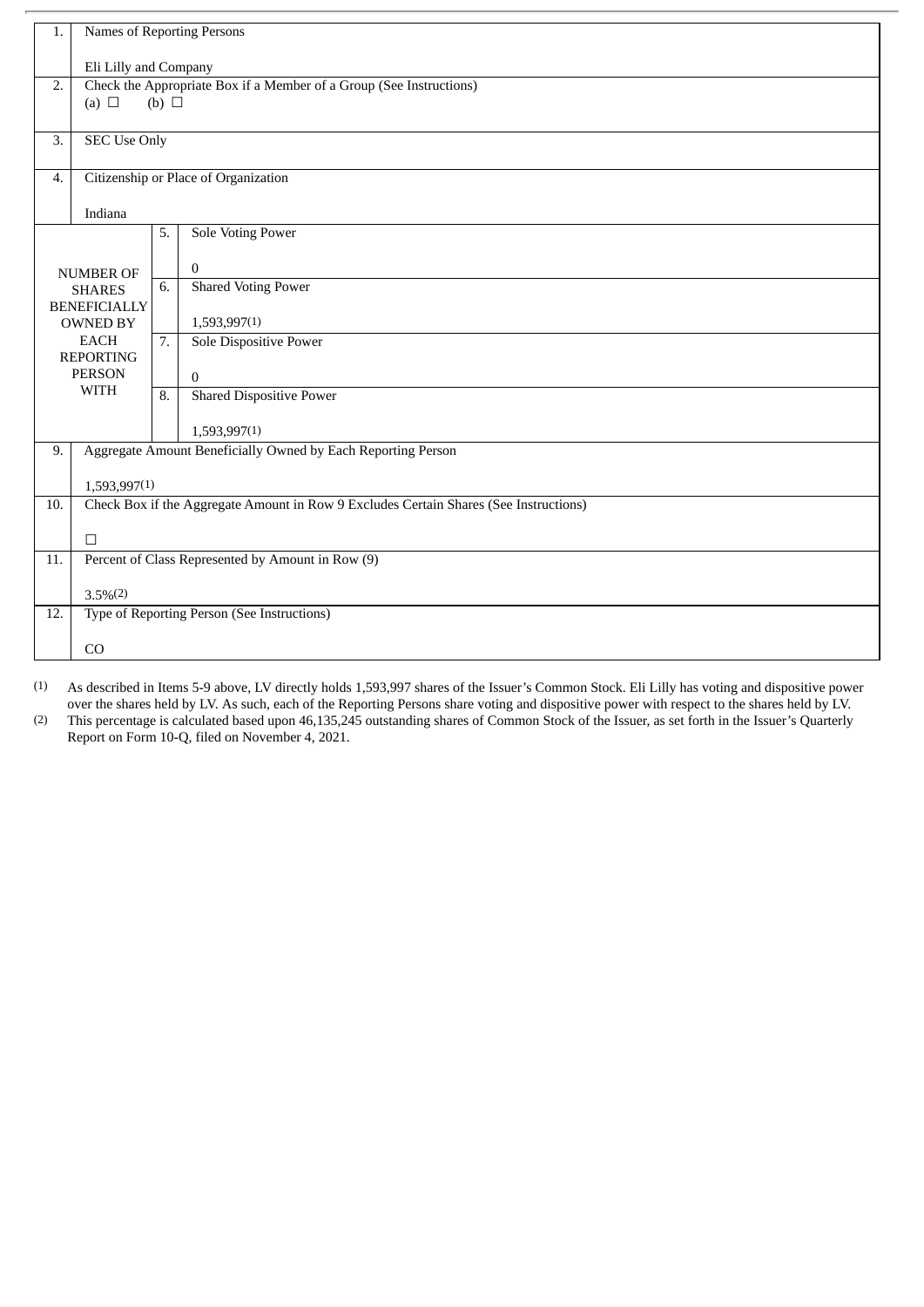| | | | |
|---|---|---|---|
| 1. | Names of Reporting Persons<br><br>Eli Lilly and Company | | |
| 2. | Check the Appropriate Box if a Member of a Group (See Instructions)<br>(a) ☐ (b) ☐ | | |
| 3. | SEC Use Only | | |
| 4. | Citizenship or Place of Organization<br><br>Indiana | | |
| NUMBER OF SHARES BENEFICIALLY OWNED BY EACH REPORTING PERSON WITH | | 5. | Sole Voting Power<br><br>0 |
| | | 6. | Shared Voting Power<br><br>1,593,997(1) |
| | | 7. | Sole Dispositive Power<br><br>0 |
| | | 8. | Shared Dispositive Power<br><br>1,593,997(1) |
| 9. | Aggregate Amount Beneficially Owned by Each Reporting Person<br><br>1,593,997(1) | | |
| 10. | Check Box if the Aggregate Amount in Row 9 Excludes Certain Shares (See Instructions)<br><br>☐ | | |
| 11. | Percent of Class Represented by Amount in Row (9)<br><br>3.5%(2) | | |
| 12. | Type of Reporting Person (See Instructions)<br><br>CO | | |

(1) As described in Items 5-9 above, LV directly holds 1,593,997 shares of the Issuer's Common Stock. Eli Lilly has voting and dispositive power over the shares held by LV. As such, each of the Reporting Persons share voting and dispositive power with respect to the shares held by LV.

(2) This percentage is calculated based upon 46,135,245 outstanding shares of Common Stock of the Issuer, as set forth in the Issuer's Quarterly Report on Form 10-Q, filed on November 4, 2021.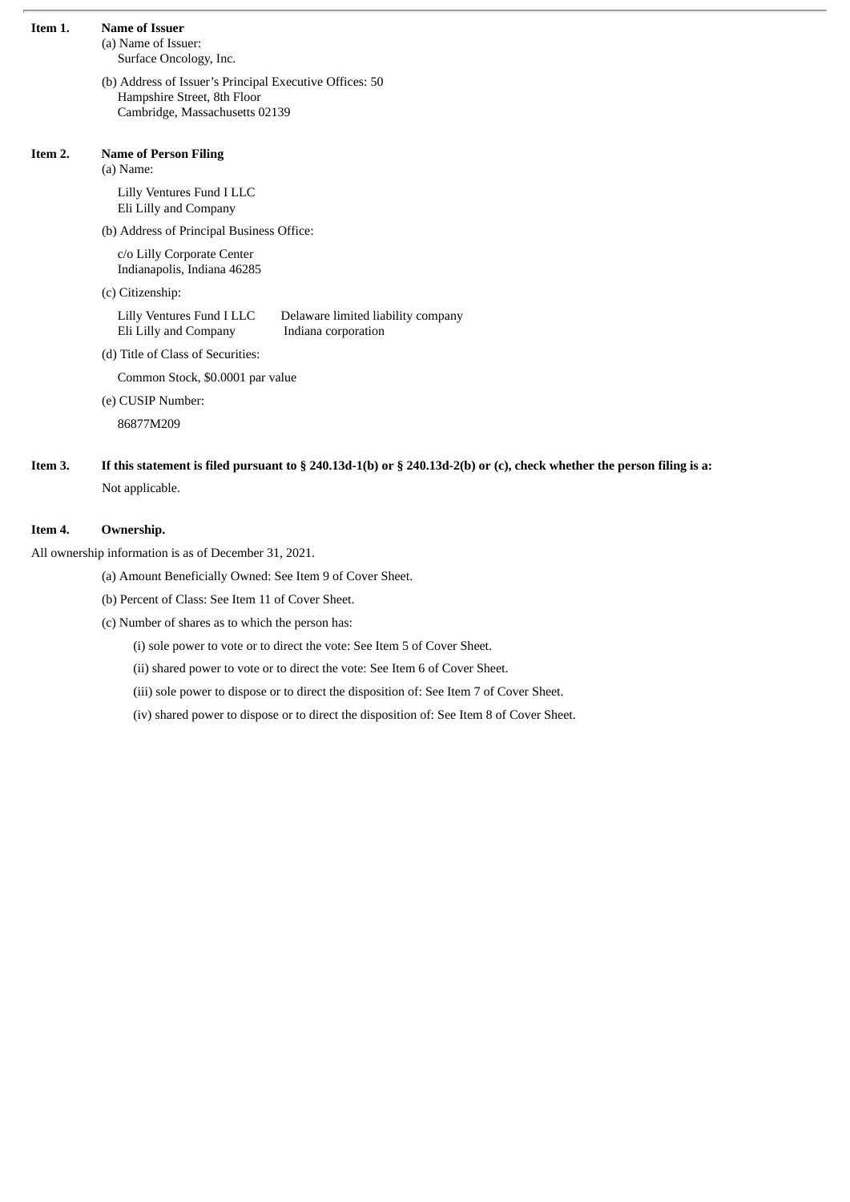**Item 1. Name of Issuer**

(a) Name of Issuer:
Surface Oncology, Inc.

(b) Address of Issuer's Principal Executive Offices: 50 Hampshire Street, 8th Floor
Cambridge, Massachusetts 02139

**Item 2. Name of Person Filing**

(a) Name:

Lilly Ventures Fund I LLC
Eli Lilly and Company

(b) Address of Principal Business Office:

c/o Lilly Corporate Center
Indianapolis, Indiana 46285

(c) Citizenship:

| | |
|---|---|
| Lilly Ventures Fund I LLC | Delaware limited liability company |
| Eli Lilly and Company | Indiana corporation |

(d) Title of Class of Securities:

Common Stock, $0.0001 par value

(e) CUSIP Number:

86877M209

**Item 3. If this statement is filed pursuant to § 240.13d-1(b) or § 240.13d-2(b) or (c), check whether the person filing is a:**

Not applicable.

**Item 4. Ownership.**

All ownership information is as of December 31, 2021.

(a) Amount Beneficially Owned: See Item 9 of Cover Sheet.

(b) Percent of Class: See Item 11 of Cover Sheet.

(c) Number of shares as to which the person has:

(i) sole power to vote or to direct the vote: See Item 5 of Cover Sheet.

(ii) shared power to vote or to direct the vote: See Item 6 of Cover Sheet.

(iii) sole power to dispose or to direct the disposition of: See Item 7 of Cover Sheet.

(iv) shared power to dispose or to direct the disposition of: See Item 8 of Cover Sheet.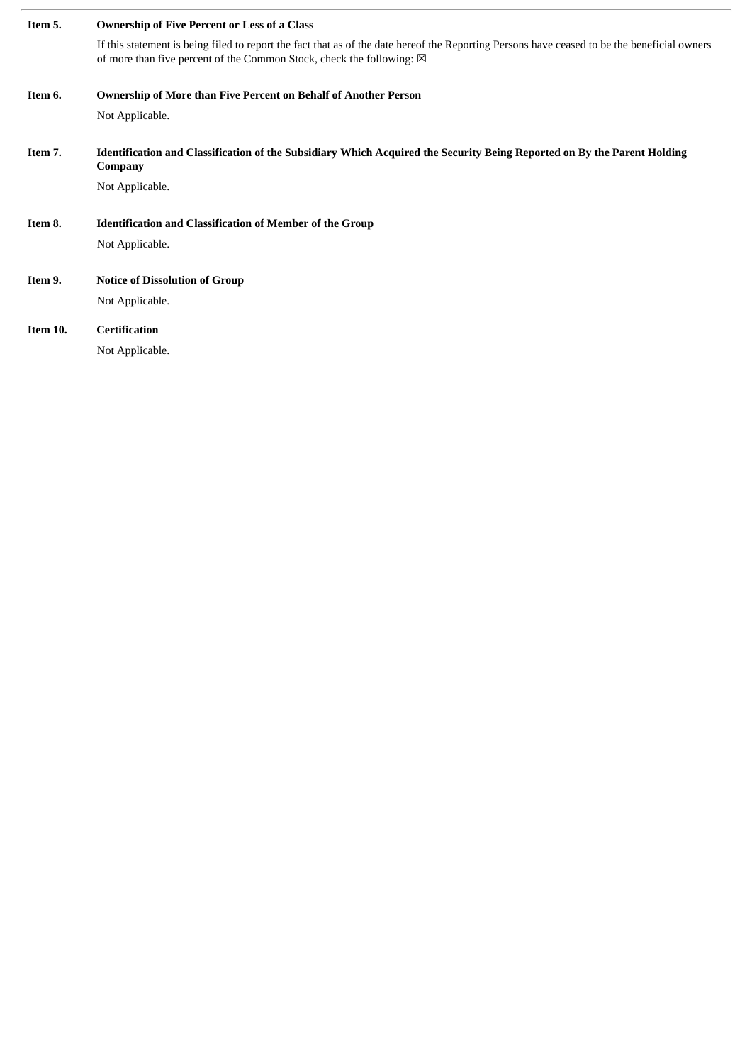**Item 5. Ownership of Five Percent or Less of a Class**

If this statement is being filed to report the fact that as of the date hereof the Reporting Persons have ceased to be the beneficial owners of more than five percent of the Common Stock, check the following: ☒

**Item 6. Ownership of More than Five Percent on Behalf of Another Person**

Not Applicable.

**Item 7. Identification and Classification of the Subsidiary Which Acquired the Security Being Reported on By the Parent Holding Company**

Not Applicable.

**Item 8. Identification and Classification of Member of the Group**

Not Applicable.

**Item 9. Notice of Dissolution of Group**

Not Applicable.

**Item 10. Certification**

Not Applicable.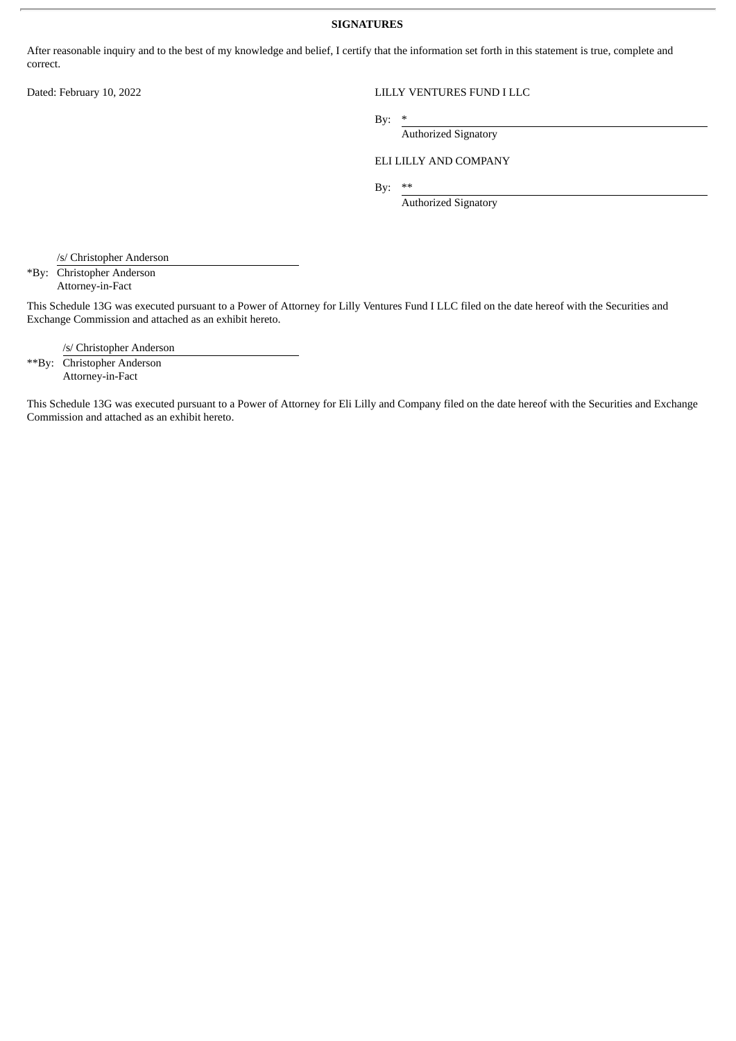**SIGNATURES**

After reasonable inquiry and to the best of my knowledge and belief, I certify that the information set forth in this statement is true, complete and correct.

Dated: February 10, 2022

LILLY VENTURES FUND I LLC

By: *
Authorized Signatory

ELI LILLY AND COMPANY

By: **
Authorized Signatory

/s/ Christopher Anderson
*By: Christopher Anderson
Attorney-in-Fact

This Schedule 13G was executed pursuant to a Power of Attorney for Lilly Ventures Fund I LLC filed on the date hereof with the Securities and Exchange Commission and attached as an exhibit hereto.

/s/ Christopher Anderson
**By: Christopher Anderson
Attorney-in-Fact

This Schedule 13G was executed pursuant to a Power of Attorney for Eli Lilly and Company filed on the date hereof with the Securities and Exchange Commission and attached as an exhibit hereto.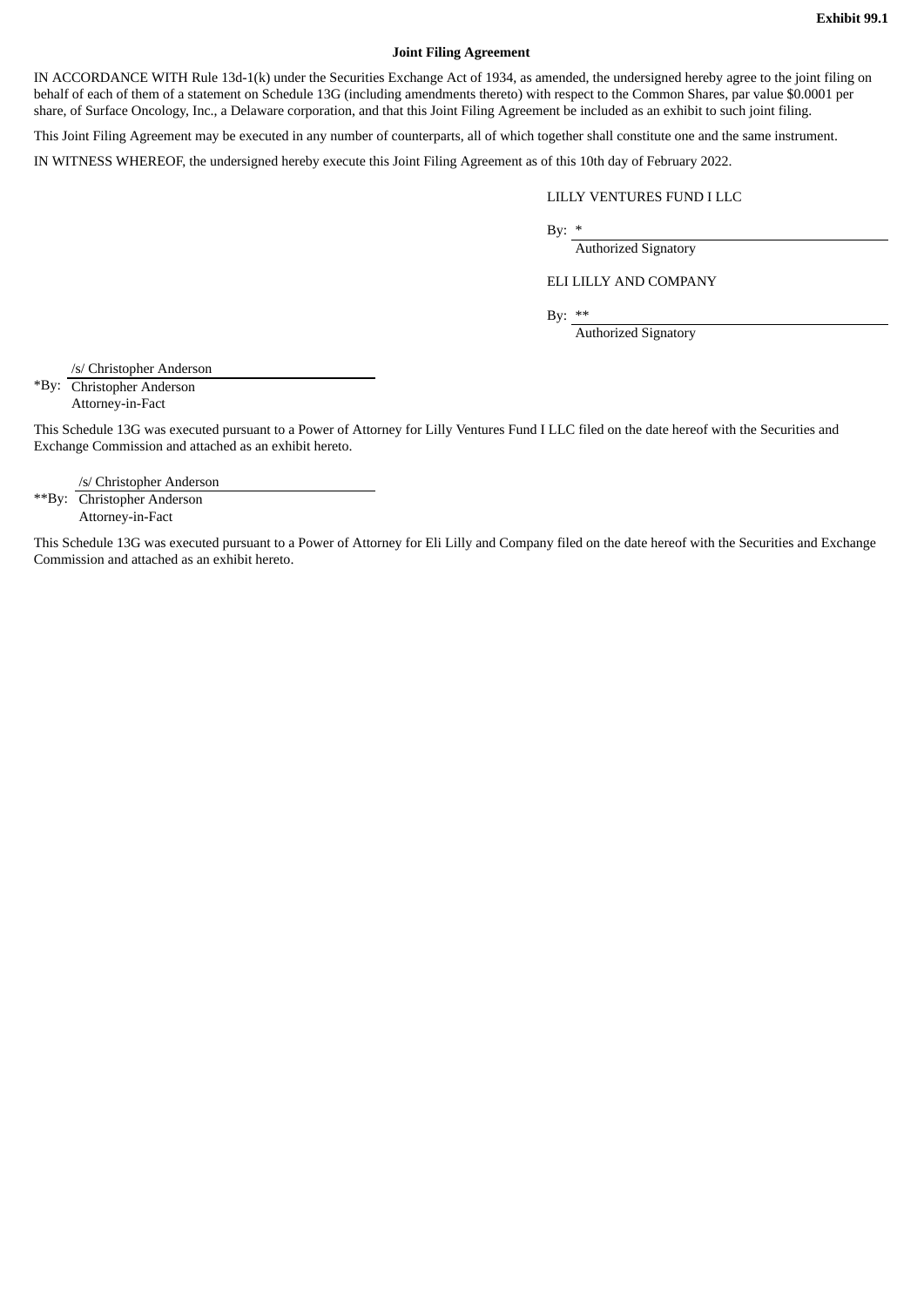**Exhibit 99.1**

**Joint Filing Agreement**

IN ACCORDANCE WITH Rule 13d-1(k) under the Securities Exchange Act of 1934, as amended, the undersigned hereby agree to the joint filing on behalf of each of them of a statement on Schedule 13G (including amendments thereto) with respect to the Common Shares, par value $0.0001 per share, of Surface Oncology, Inc., a Delaware corporation, and that this Joint Filing Agreement be included as an exhibit to such joint filing.

This Joint Filing Agreement may be executed in any number of counterparts, all of which together shall constitute one and the same instrument.

IN WITNESS WHEREOF, the undersigned hereby execute this Joint Filing Agreement as of this 10th day of February 2022.

LILLY VENTURES FUND I LLC

By: *
Authorized Signatory

ELI LILLY AND COMPANY

By: **
Authorized Signatory

*By: /s/ Christopher Anderson
Christopher Anderson
Attorney-in-Fact

This Schedule 13G was executed pursuant to a Power of Attorney for Lilly Ventures Fund I LLC filed on the date hereof with the Securities and Exchange Commission and attached as an exhibit hereto.

**By: /s/ Christopher Anderson
Christopher Anderson
Attorney-in-Fact

This Schedule 13G was executed pursuant to a Power of Attorney for Eli Lilly and Company filed on the date hereof with the Securities and Exchange Commission and attached as an exhibit hereto.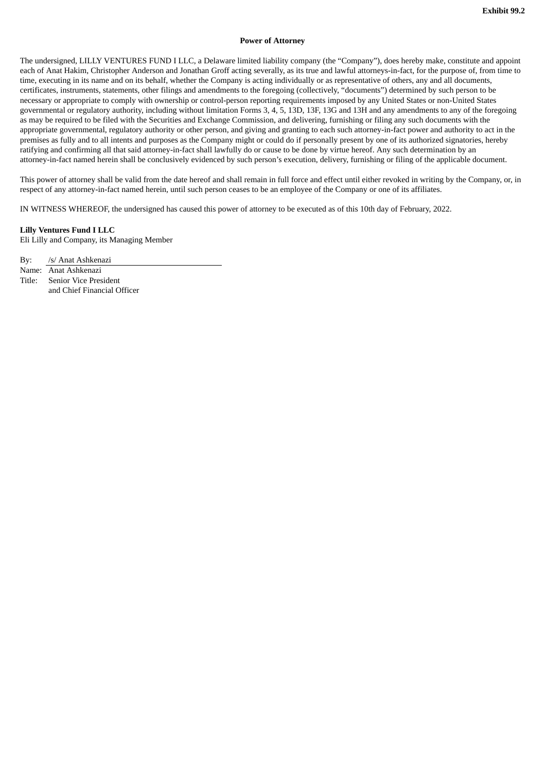**Exhibit 99.2**

**Power of Attorney**

The undersigned, LILLY VENTURES FUND I LLC, a Delaware limited liability company (the "Company"), does hereby make, constitute and appoint each of Anat Hakim, Christopher Anderson and Jonathan Groff acting severally, as its true and lawful attorneys-in-fact, for the purpose of, from time to time, executing in its name and on its behalf, whether the Company is acting individually or as representative of others, any and all documents, certificates, instruments, statements, other filings and amendments to the foregoing (collectively, "documents") determined by such person to be necessary or appropriate to comply with ownership or control-person reporting requirements imposed by any United States or non-United States governmental or regulatory authority, including without limitation Forms 3, 4, 5, 13D, 13F, 13G and 13H and any amendments to any of the foregoing as may be required to be filed with the Securities and Exchange Commission, and delivering, furnishing or filing any such documents with the appropriate governmental, regulatory authority or other person, and giving and granting to each such attorney-in-fact power and authority to act in the premises as fully and to all intents and purposes as the Company might or could do if personally present by one of its authorized signatories, hereby ratifying and confirming all that said attorney-in-fact shall lawfully do or cause to be done by virtue hereof. Any such determination by an attorney-in-fact named herein shall be conclusively evidenced by such person's execution, delivery, furnishing or filing of the applicable document.

This power of attorney shall be valid from the date hereof and shall remain in full force and effect until either revoked in writing by the Company, or, in respect of any attorney-in-fact named herein, until such person ceases to be an employee of the Company or one of its affiliates.

IN WITNESS WHEREOF, the undersigned has caused this power of attorney to be executed as of this 10th day of February, 2022.

**Lilly Ventures Fund I LLC**
Eli Lilly and Company, its Managing Member

By: /s/ Anat Ashkenazi
Name: Anat Ashkenazi
Title: Senior Vice President
and Chief Financial Officer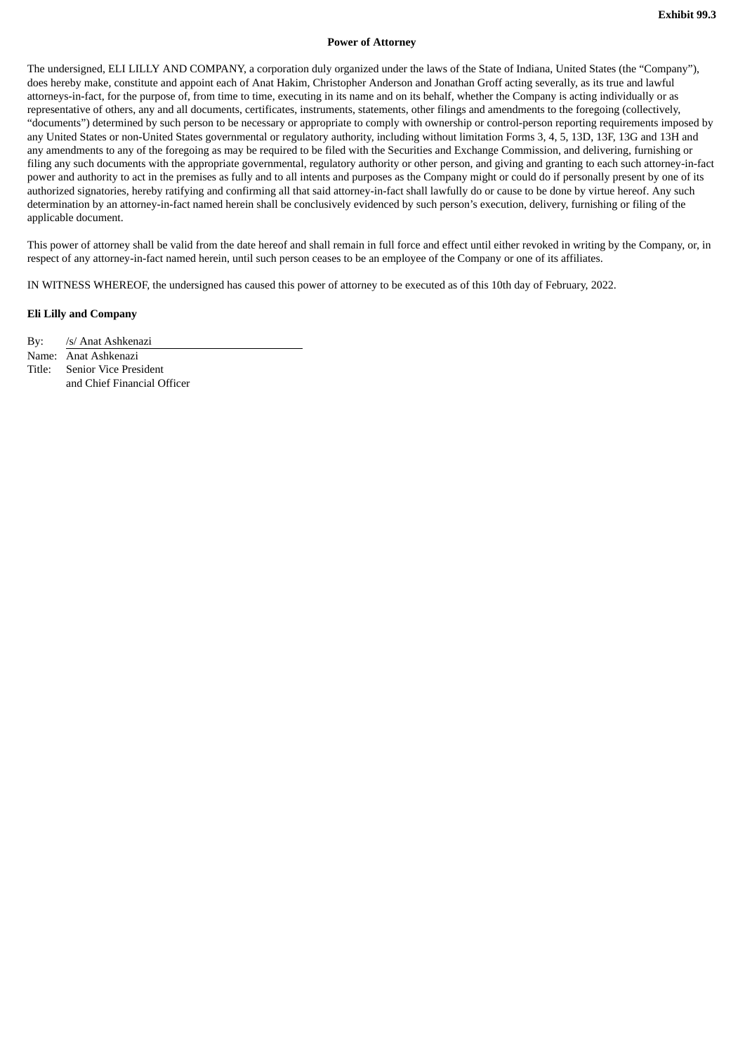Exhibit 99.3

**Power of Attorney**

The undersigned, ELI LILLY AND COMPANY, a corporation duly organized under the laws of the State of Indiana, United States (the "Company"), does hereby make, constitute and appoint each of Anat Hakim, Christopher Anderson and Jonathan Groff acting severally, as its true and lawful attorneys-in-fact, for the purpose of, from time to time, executing in its name and on its behalf, whether the Company is acting individually or as representative of others, any and all documents, certificates, instruments, statements, other filings and amendments to the foregoing (collectively, "documents") determined by such person to be necessary or appropriate to comply with ownership or control-person reporting requirements imposed by any United States or non-United States governmental or regulatory authority, including without limitation Forms 3, 4, 5, 13D, 13F, 13G and 13H and any amendments to any of the foregoing as may be required to be filed with the Securities and Exchange Commission, and delivering, furnishing or filing any such documents with the appropriate governmental, regulatory authority or other person, and giving and granting to each such attorney-in-fact power and authority to act in the premises as fully and to all intents and purposes as the Company might or could do if personally present by one of its authorized signatories, hereby ratifying and confirming all that said attorney-in-fact shall lawfully do or cause to be done by virtue hereof. Any such determination by an attorney-in-fact named herein shall be conclusively evidenced by such person's execution, delivery, furnishing or filing of the applicable document.

This power of attorney shall be valid from the date hereof and shall remain in full force and effect until either revoked in writing by the Company, or, in respect of any attorney-in-fact named herein, until such person ceases to be an employee of the Company or one of its affiliates.

IN WITNESS WHEREOF, the undersigned has caused this power of attorney to be executed as of this 10th day of February, 2022.

**Eli Lilly and Company**

By: /s/ Anat Ashkenazi
Name: Anat Ashkenazi
Title: Senior Vice President and Chief Financial Officer